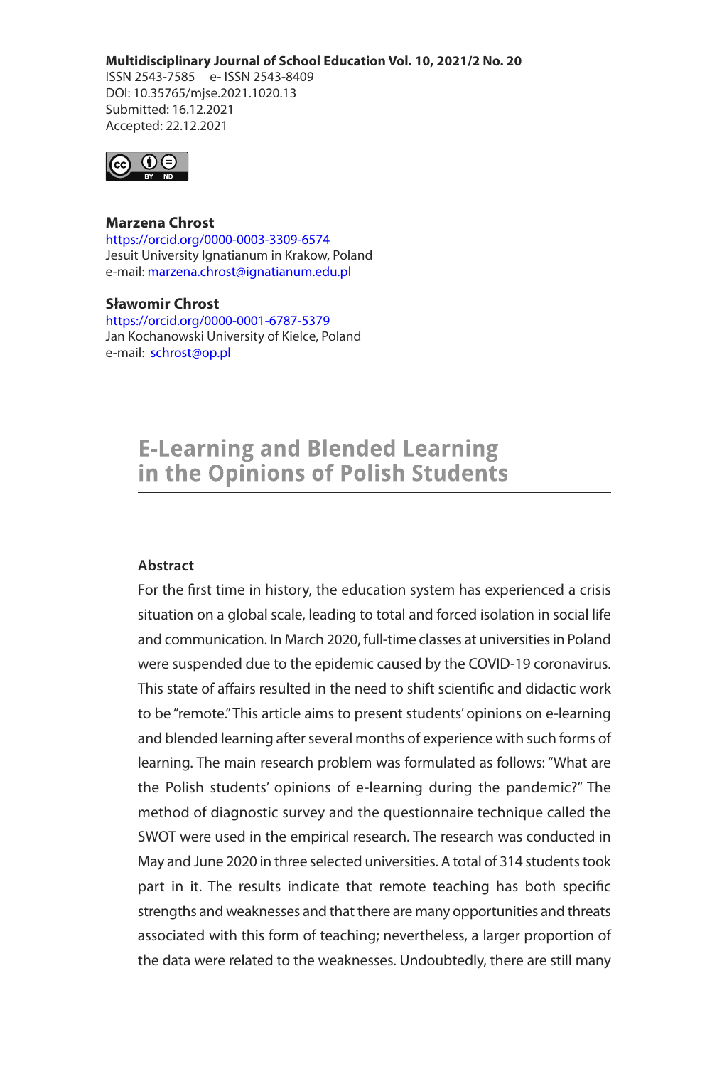**Multidisciplinary Journal of School Education Vol. 10, 2021/2 No. 20**
ISSN 2543-7585 e- ISSN 2543-8409
DOI: 10.35765/mjse.2021.1020.13
Submitted: 16.12.2021
Accepted: 22.12.2021

**Marzena Chrost**
https://orcid.org/0000-0003-3309-6574
Jesuit University Ignatianum in Krakow, Poland
e-mail: marzena.chrost@ignatianum.edu.pl

**Sławomir Chrost**
https://orcid.org/0000-0001-6787-5379
Jan Kochanowski University of Kielce, Poland
e-mail: schrost@op.pl

# E-Learning and Blended Learning in the Opinions of Polish Students

### Abstract

For the first time in history, the education system has experienced a crisis situation on a global scale, leading to total and forced isolation in social life and communication. In March 2020, full-time classes at universities in Poland were suspended due to the epidemic caused by the COVID-19 coronavirus. This state of affairs resulted in the need to shift scientific and didactic work to be "remote." This article aims to present students' opinions on e-learning and blended learning after several months of experience with such forms of learning. The main research problem was formulated as follows: "What are the Polish students' opinions of e-learning during the pandemic?" The method of diagnostic survey and the questionnaire technique called the SWOT were used in the empirical research. The research was conducted in May and June 2020 in three selected universities. A total of 314 students took part in it. The results indicate that remote teaching has both specific strengths and weaknesses and that there are many opportunities and threats associated with this form of teaching; nevertheless, a larger proportion of the data were related to the weaknesses. Undoubtedly, there are still many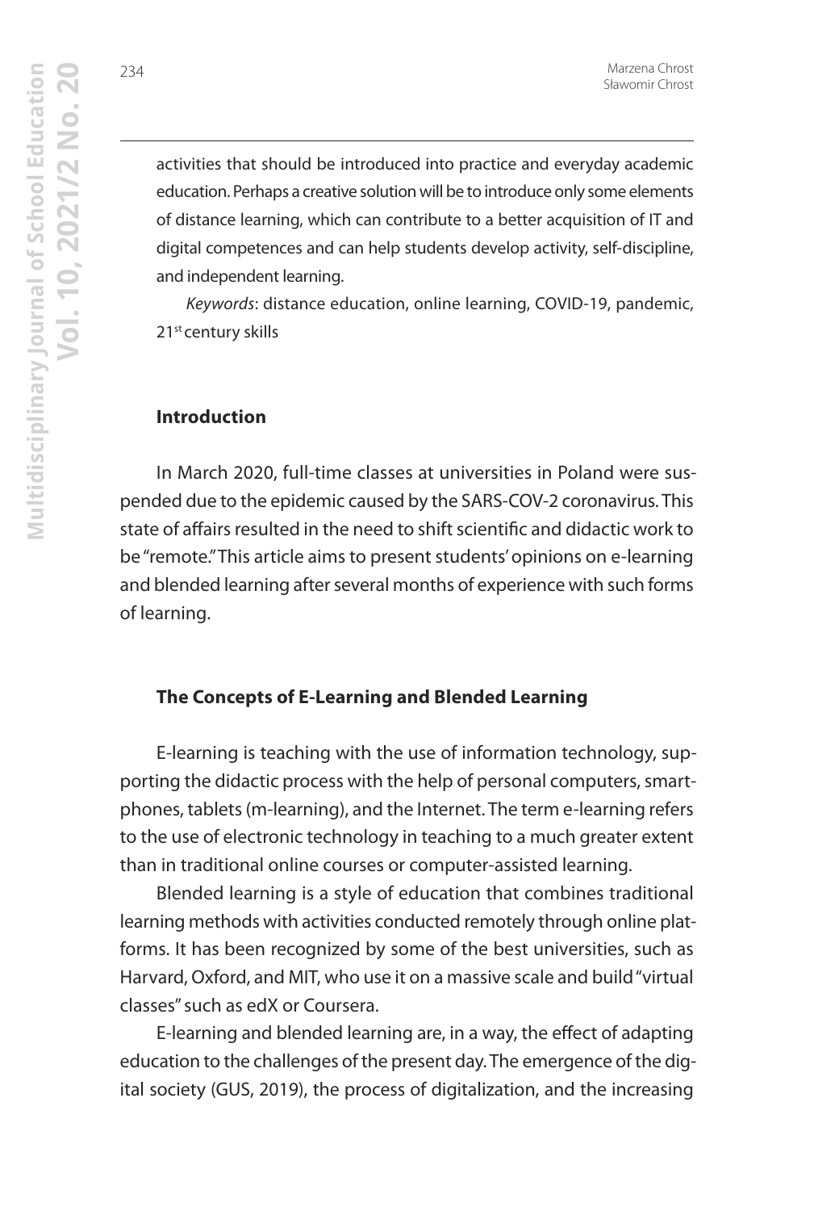activities that should be introduced into practice and everyday academic education. Perhaps a creative solution will be to introduce only some elements of distance learning, which can contribute to a better acquisition of IT and digital competences and can help students develop activity, self-discipline, and independent learning.

*Keywords*: distance education, online learning, COVID-19, pandemic, 21st century skills

## Introduction

In March 2020, full-time classes at universities in Poland were suspended due to the epidemic caused by the SARS-COV-2 coronavirus. This state of affairs resulted in the need to shift scientific and didactic work to be "remote." This article aims to present students' opinions on e-learning and blended learning after several months of experience with such forms of learning.

## The Concepts of E-Learning and Blended Learning

E-learning is teaching with the use of information technology, supporting the didactic process with the help of personal computers, smartphones, tablets (m-learning), and the Internet. The term e-learning refers to the use of electronic technology in teaching to a much greater extent than in traditional online courses or computer-assisted learning.

Blended learning is a style of education that combines traditional learning methods with activities conducted remotely through online platforms. It has been recognized by some of the best universities, such as Harvard, Oxford, and MIT, who use it on a massive scale and build "virtual classes" such as edX or Coursera.

E-learning and blended learning are, in a way, the effect of adapting education to the challenges of the present day. The emergence of the digital society (GUS, 2019), the process of digitalization, and the increasing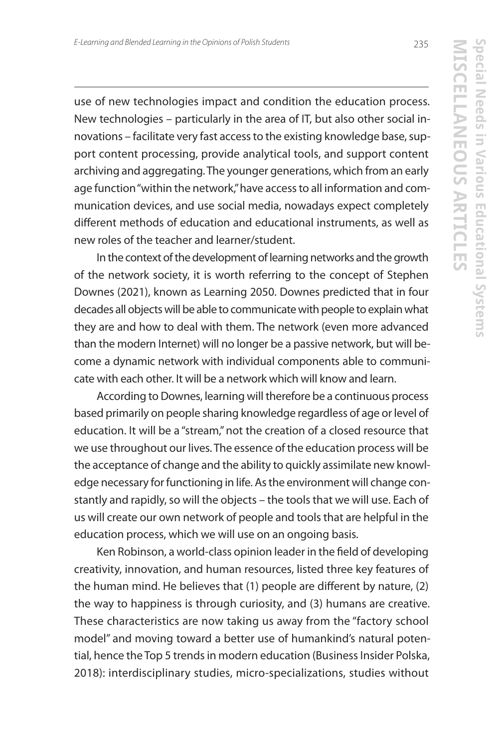use of new technologies impact and condition the education process. New technologies – particularly in the area of IT, but also other social innovations – facilitate very fast access to the existing knowledge base, support content processing, provide analytical tools, and support content archiving and aggregating. The younger generations, which from an early age function "within the network," have access to all information and communication devices, and use social media, nowadays expect completely different methods of education and educational instruments, as well as new roles of the teacher and learner/student.

In the context of the development of learning networks and the growth of the network society, it is worth referring to the concept of Stephen Downes (2021), known as Learning 2050. Downes predicted that in four decades all objects will be able to communicate with people to explain what they are and how to deal with them. The network (even more advanced than the modern Internet) will no longer be a passive network, but will become a dynamic network with individual components able to communicate with each other. It will be a network which will know and learn.

According to Downes, learning will therefore be a continuous process based primarily on people sharing knowledge regardless of age or level of education. It will be a "stream," not the creation of a closed resource that we use throughout our lives. The essence of the education process will be the acceptance of change and the ability to quickly assimilate new knowledge necessary for functioning in life. As the environment will change constantly and rapidly, so will the objects – the tools that we will use. Each of us will create our own network of people and tools that are helpful in the education process, which we will use on an ongoing basis.

Ken Robinson, a world-class opinion leader in the field of developing creativity, innovation, and human resources, listed three key features of the human mind. He believes that (1) people are different by nature, (2) the way to happiness is through curiosity, and (3) humans are creative. These characteristics are now taking us away from the "factory school model" and moving toward a better use of humankind's natural potential, hence the Top 5 trends in modern education (Business Insider Polska, 2018): interdisciplinary studies, micro-specializations, studies without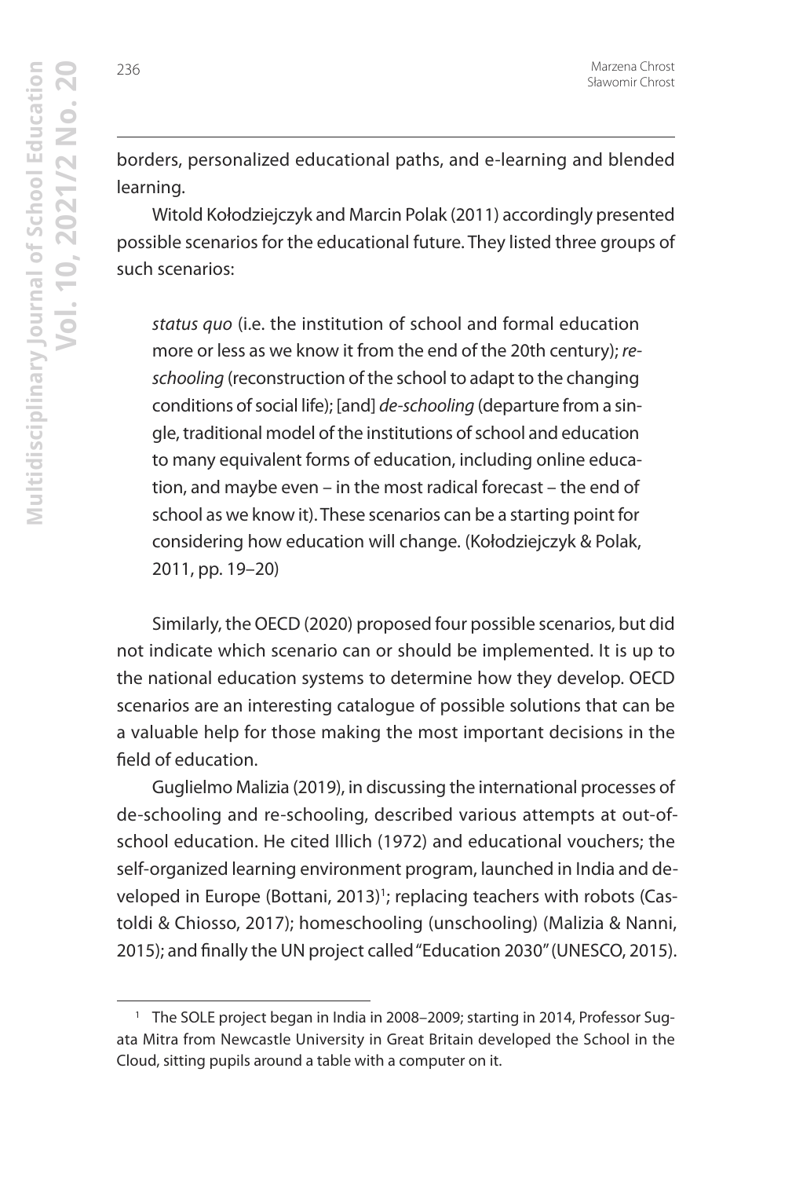borders, personalized educational paths, and e-learning and blended learning.

Witold Kołodziejczyk and Marcin Polak (2011) accordingly presented possible scenarios for the educational future. They listed three groups of such scenarios:

> *status quo* (i.e. the institution of school and formal education more or less as we know it from the end of the 20th century); *re-schooling* (reconstruction of the school to adapt to the changing conditions of social life); [and] *de-schooling* (departure from a single, traditional model of the institutions of school and education to many equivalent forms of education, including online education, and maybe even – in the most radical forecast – the end of school as we know it). These scenarios can be a starting point for considering how education will change. (Kołodziejczyk & Polak, 2011, pp. 19–20)

Similarly, the OECD (2020) proposed four possible scenarios, but did not indicate which scenario can or should be implemented. It is up to the national education systems to determine how they develop. OECD scenarios are an interesting catalogue of possible solutions that can be a valuable help for those making the most important decisions in the field of education.

Guglielmo Malizia (2019), in discussing the international processes of de-schooling and re-schooling, described various attempts at out-of-school education. He cited Illich (1972) and educational vouchers; the self-organized learning environment program, launched in India and developed in Europe (Bottani, 2013)[1]; replacing teachers with robots (Castoldi & Chiosso, 2017); homeschooling (unschooling) (Malizia & Nanni, 2015); and finally the UN project called "Education 2030" (UNESCO, 2015).

[1] The SOLE project began in India in 2008–2009; starting in 2014, Professor Sugata Mitra from Newcastle University in Great Britain developed the School in the Cloud, sitting pupils around a table with a computer on it.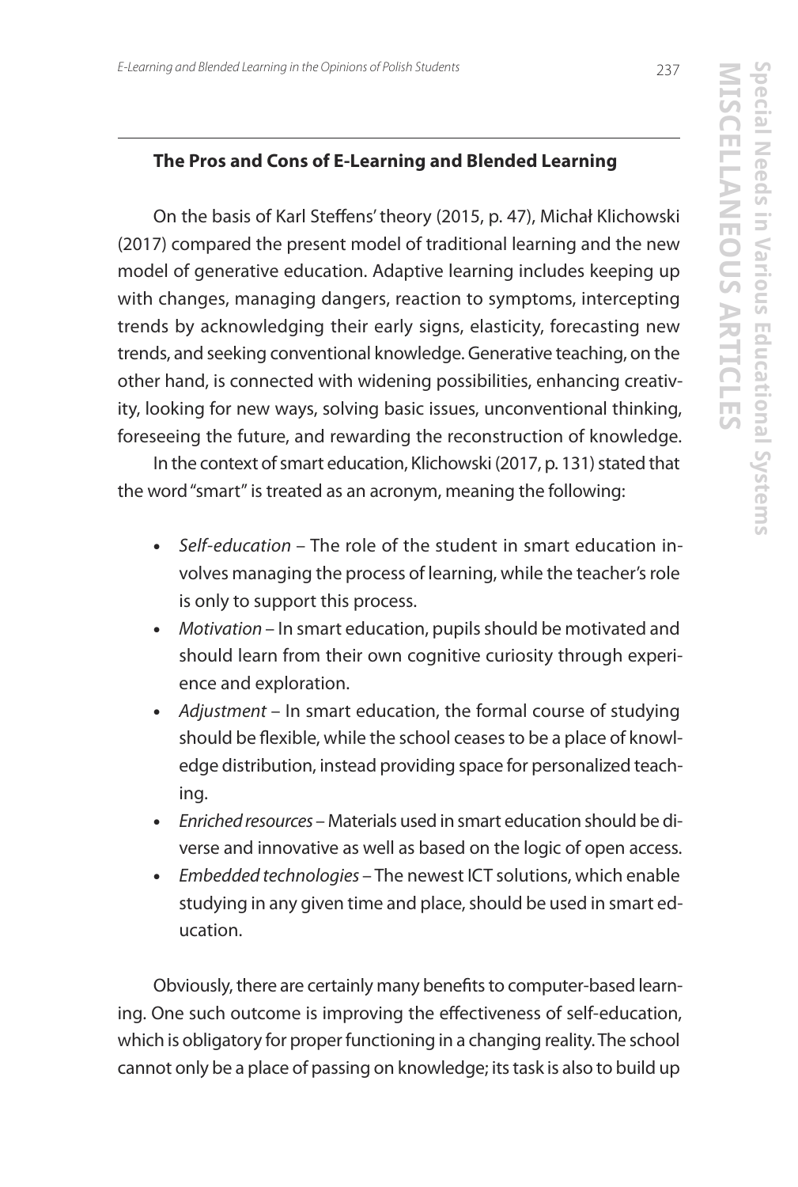## The Pros and Cons of E-Learning and Blended Learning

On the basis of Karl Steffens' theory (2015, p. 47), Michał Klichowski (2017) compared the present model of traditional learning and the new model of generative education. Adaptive learning includes keeping up with changes, managing dangers, reaction to symptoms, intercepting trends by acknowledging their early signs, elasticity, forecasting new trends, and seeking conventional knowledge. Generative teaching, on the other hand, is connected with widening possibilities, enhancing creativity, looking for new ways, solving basic issues, unconventional thinking, foreseeing the future, and rewarding the reconstruction of knowledge.

In the context of smart education, Klichowski (2017, p. 131) stated that the word "smart" is treated as an acronym, meaning the following:

- *Self-education* – The role of the student in smart education involves managing the process of learning, while the teacher's role is only to support this process.
- *Motivation* – In smart education, pupils should be motivated and should learn from their own cognitive curiosity through experience and exploration.
- *Adjustment* – In smart education, the formal course of studying should be flexible, while the school ceases to be a place of knowledge distribution, instead providing space for personalized teaching.
- *Enriched resources* – Materials used in smart education should be diverse and innovative as well as based on the logic of open access.
- *Embedded technologies* – The newest ICT solutions, which enable studying in any given time and place, should be used in smart education.

Obviously, there are certainly many benefits to computer-based learning. One such outcome is improving the effectiveness of self-education, which is obligatory for proper functioning in a changing reality. The school cannot only be a place of passing on knowledge; its task is also to build up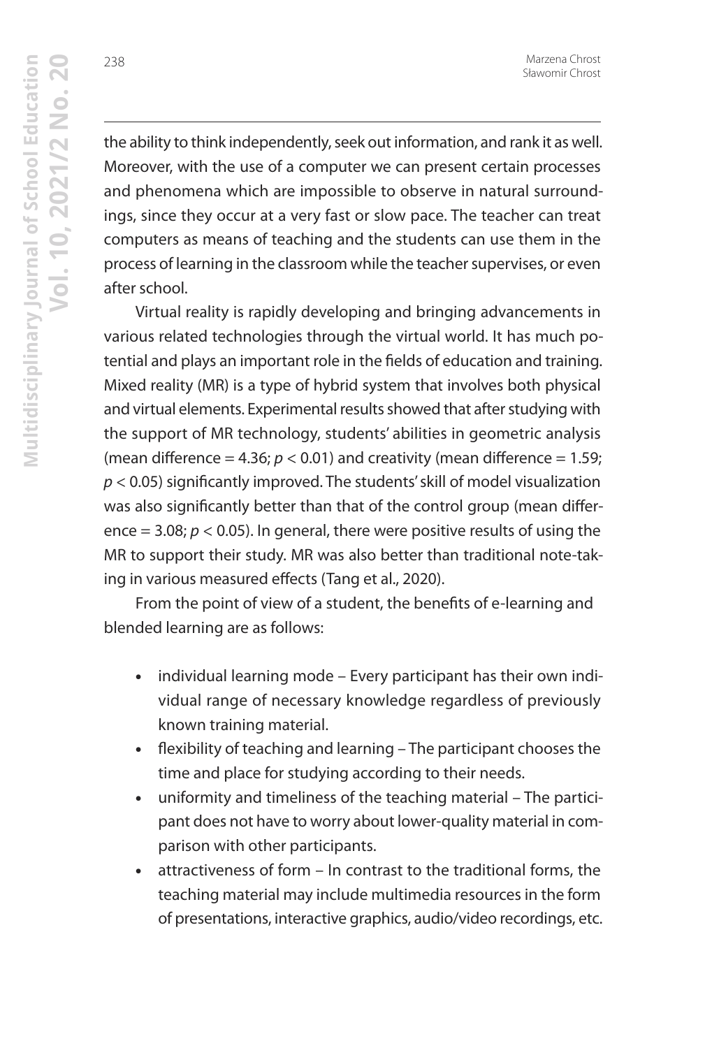the ability to think independently, seek out information, and rank it as well. Moreover, with the use of a computer we can present certain processes and phenomena which are impossible to observe in natural surroundings, since they occur at a very fast or slow pace. The teacher can treat computers as means of teaching and the students can use them in the process of learning in the classroom while the teacher supervises, or even after school.

Virtual reality is rapidly developing and bringing advancements in various related technologies through the virtual world. It has much potential and plays an important role in the fields of education and training. Mixed reality (MR) is a type of hybrid system that involves both physical and virtual elements. Experimental results showed that after studying with the support of MR technology, students' abilities in geometric analysis (mean difference = 4.36; $p < 0.01$) and creativity (mean difference = 1.59; $p < 0.05$) significantly improved. The students' skill of model visualization was also significantly better than that of the control group (mean difference = 3.08; $p < 0.05$). In general, there were positive results of using the MR to support their study. MR was also better than traditional note-taking in various measured effects (Tang et al., 2020).

From the point of view of a student, the benefits of e-learning and blended learning are as follows:

- individual learning mode – Every participant has their own individual range of necessary knowledge regardless of previously known training material.
- flexibility of teaching and learning – The participant chooses the time and place for studying according to their needs.
- uniformity and timeliness of the teaching material – The participant does not have to worry about lower-quality material in comparison with other participants.
- attractiveness of form – In contrast to the traditional forms, the teaching material may include multimedia resources in the form of presentations, interactive graphics, audio/video recordings, etc.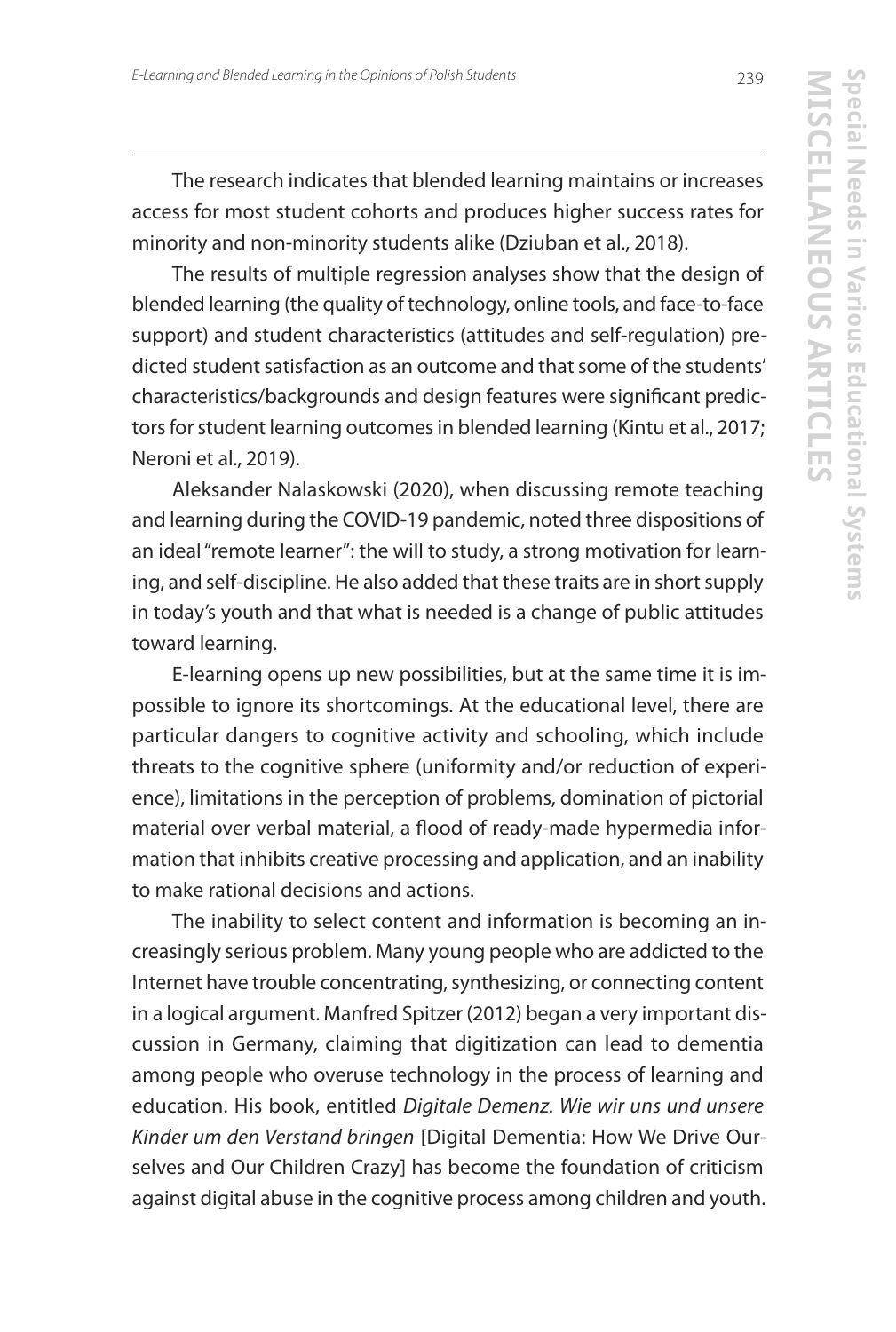The research indicates that blended learning maintains or increases access for most student cohorts and produces higher success rates for minority and non-minority students alike (Dziuban et al., 2018).

The results of multiple regression analyses show that the design of blended learning (the quality of technology, online tools, and face-to-face support) and student characteristics (attitudes and self-regulation) predicted student satisfaction as an outcome and that some of the students' characteristics/backgrounds and design features were significant predictors for student learning outcomes in blended learning (Kintu et al., 2017; Neroni et al., 2019).

Aleksander Nalaskowski (2020), when discussing remote teaching and learning during the COVID-19 pandemic, noted three dispositions of an ideal "remote learner": the will to study, a strong motivation for learning, and self-discipline. He also added that these traits are in short supply in today's youth and that what is needed is a change of public attitudes toward learning.

E-learning opens up new possibilities, but at the same time it is impossible to ignore its shortcomings. At the educational level, there are particular dangers to cognitive activity and schooling, which include threats to the cognitive sphere (uniformity and/or reduction of experience), limitations in the perception of problems, domination of pictorial material over verbal material, a flood of ready-made hypermedia information that inhibits creative processing and application, and an inability to make rational decisions and actions.

The inability to select content and information is becoming an increasingly serious problem. Many young people who are addicted to the Internet have trouble concentrating, synthesizing, or connecting content in a logical argument. Manfred Spitzer (2012) began a very important discussion in Germany, claiming that digitization can lead to dementia among people who overuse technology in the process of learning and education. His book, entitled *Digitale Demenz. Wie wir uns und unsere Kinder um den Verstand bringen* [Digital Dementia: How We Drive Ourselves and Our Children Crazy] has become the foundation of criticism against digital abuse in the cognitive process among children and youth.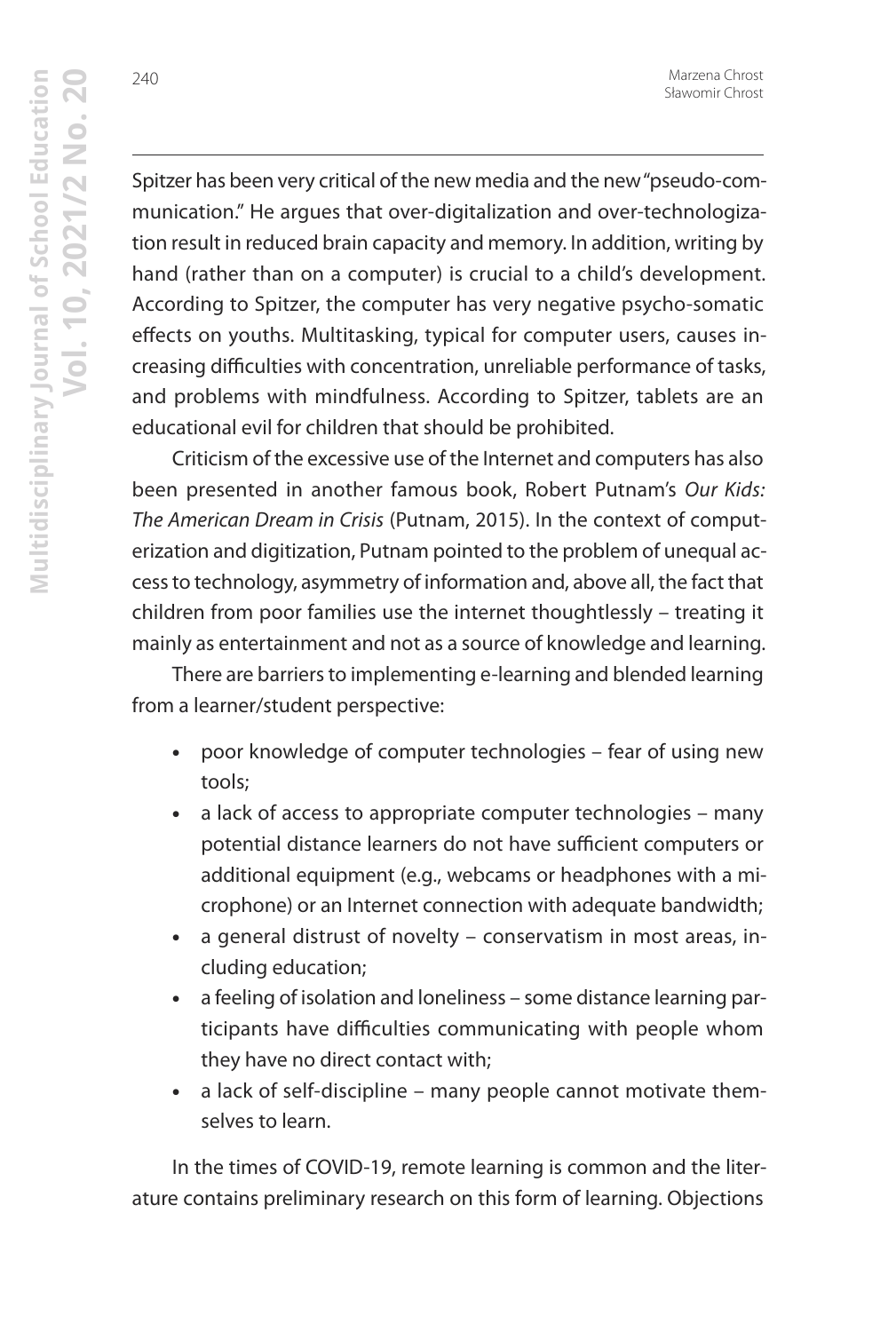Spitzer has been very critical of the new media and the new "pseudo-communication." He argues that over-digitalization and over-technologization result in reduced brain capacity and memory. In addition, writing by hand (rather than on a computer) is crucial to a child's development. According to Spitzer, the computer has very negative psycho-somatic effects on youths. Multitasking, typical for computer users, causes increasing difficulties with concentration, unreliable performance of tasks, and problems with mindfulness. According to Spitzer, tablets are an educational evil for children that should be prohibited.

Criticism of the excessive use of the Internet and computers has also been presented in another famous book, Robert Putnam's *Our Kids: The American Dream in Crisis* (Putnam, 2015). In the context of computerization and digitization, Putnam pointed to the problem of unequal access to technology, asymmetry of information and, above all, the fact that children from poor families use the internet thoughtlessly – treating it mainly as entertainment and not as a source of knowledge and learning.

There are barriers to implementing e-learning and blended learning from a learner/student perspective:

- poor knowledge of computer technologies – fear of using new tools;
- a lack of access to appropriate computer technologies – many potential distance learners do not have sufficient computers or additional equipment (e.g., webcams or headphones with a microphone) or an Internet connection with adequate bandwidth;
- a general distrust of novelty – conservatism in most areas, including education;
- a feeling of isolation and loneliness – some distance learning participants have difficulties communicating with people whom they have no direct contact with;
- a lack of self-discipline – many people cannot motivate themselves to learn.

In the times of COVID-19, remote learning is common and the literature contains preliminary research on this form of learning. Objections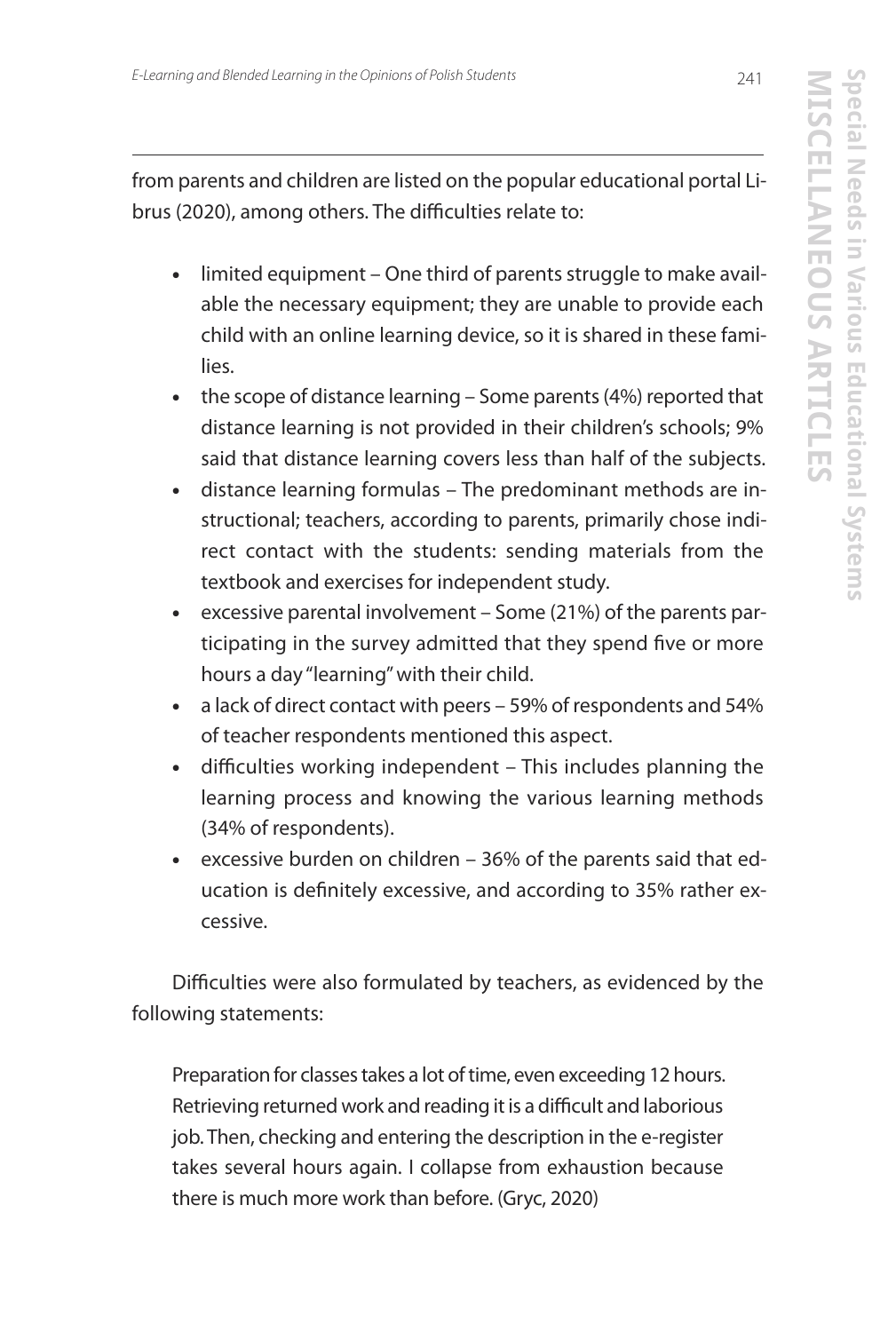from parents and children are listed on the popular educational portal Librus (2020), among others. The difficulties relate to:

- limited equipment – One third of parents struggle to make available the necessary equipment; they are unable to provide each child with an online learning device, so it is shared in these families.
- the scope of distance learning – Some parents (4%) reported that distance learning is not provided in their children's schools; 9% said that distance learning covers less than half of the subjects.
- distance learning formulas – The predominant methods are instructional; teachers, according to parents, primarily chose indirect contact with the students: sending materials from the textbook and exercises for independent study.
- excessive parental involvement – Some (21%) of the parents participating in the survey admitted that they spend five or more hours a day "learning" with their child.
- a lack of direct contact with peers – 59% of respondents and 54% of teacher respondents mentioned this aspect.
- difficulties working independent – This includes planning the learning process and knowing the various learning methods (34% of respondents).
- excessive burden on children – 36% of the parents said that education is definitely excessive, and according to 35% rather excessive.

Difficulties were also formulated by teachers, as evidenced by the following statements:

> Preparation for classes takes a lot of time, even exceeding 12 hours. Retrieving returned work and reading it is a difficult and laborious job. Then, checking and entering the description in the e-register takes several hours again. I collapse from exhaustion because there is much more work than before. (Gryc, 2020)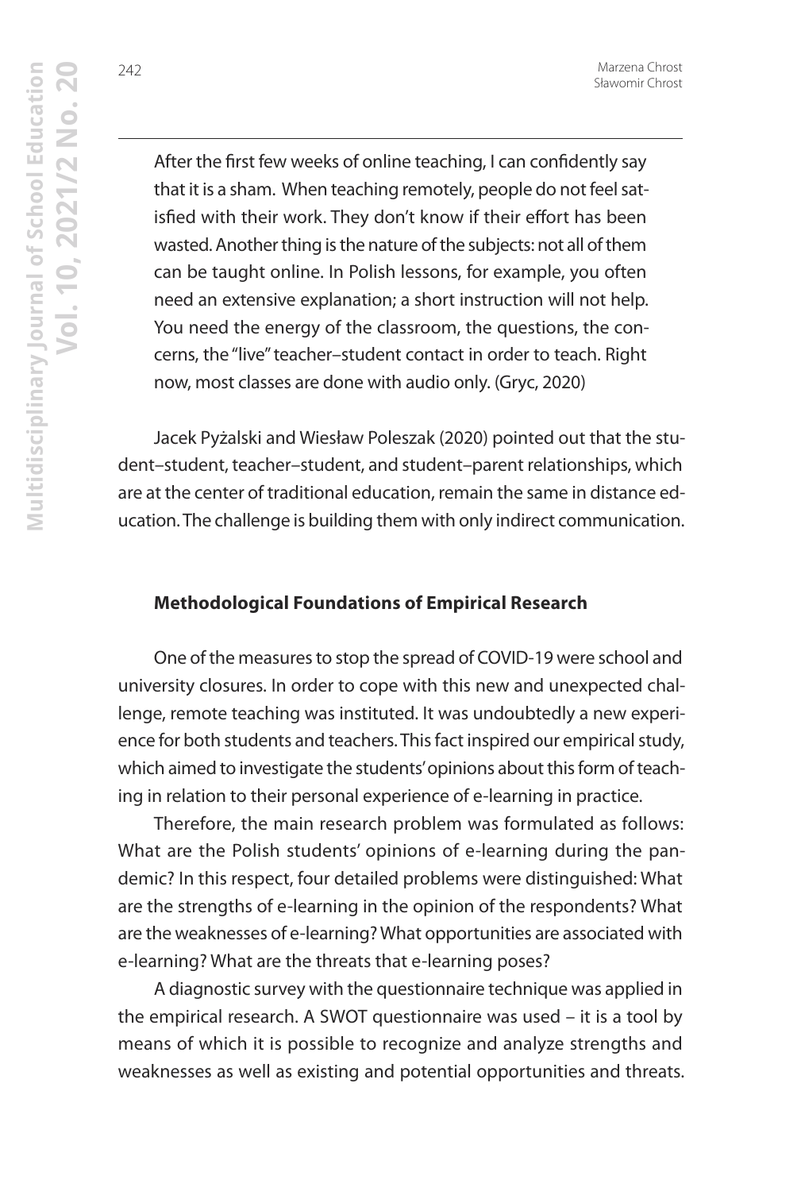> After the first few weeks of online teaching, I can confidently say that it is a sham. When teaching remotely, people do not feel satisfied with their work. They don't know if their effort has been wasted. Another thing is the nature of the subjects: not all of them can be taught online. In Polish lessons, for example, you often need an extensive explanation; a short instruction will not help. You need the energy of the classroom, the questions, the concerns, the "live" teacher–student contact in order to teach. Right now, most classes are done with audio only. (Gryc, 2020)

Jacek Pyżalski and Wiesław Poleszak (2020) pointed out that the student–student, teacher–student, and student–parent relationships, which are at the center of traditional education, remain the same in distance education. The challenge is building them with only indirect communication.

## Methodological Foundations of Empirical Research

One of the measures to stop the spread of COVID-19 were school and university closures. In order to cope with this new and unexpected challenge, remote teaching was instituted. It was undoubtedly a new experience for both students and teachers. This fact inspired our empirical study, which aimed to investigate the students' opinions about this form of teaching in relation to their personal experience of e-learning in practice.

Therefore, the main research problem was formulated as follows: What are the Polish students' opinions of e-learning during the pandemic? In this respect, four detailed problems were distinguished: What are the strengths of e-learning in the opinion of the respondents? What are the weaknesses of e-learning? What opportunities are associated with e-learning? What are the threats that e-learning poses?

A diagnostic survey with the questionnaire technique was applied in the empirical research. A SWOT questionnaire was used – it is a tool by means of which it is possible to recognize and analyze strengths and weaknesses as well as existing and potential opportunities and threats.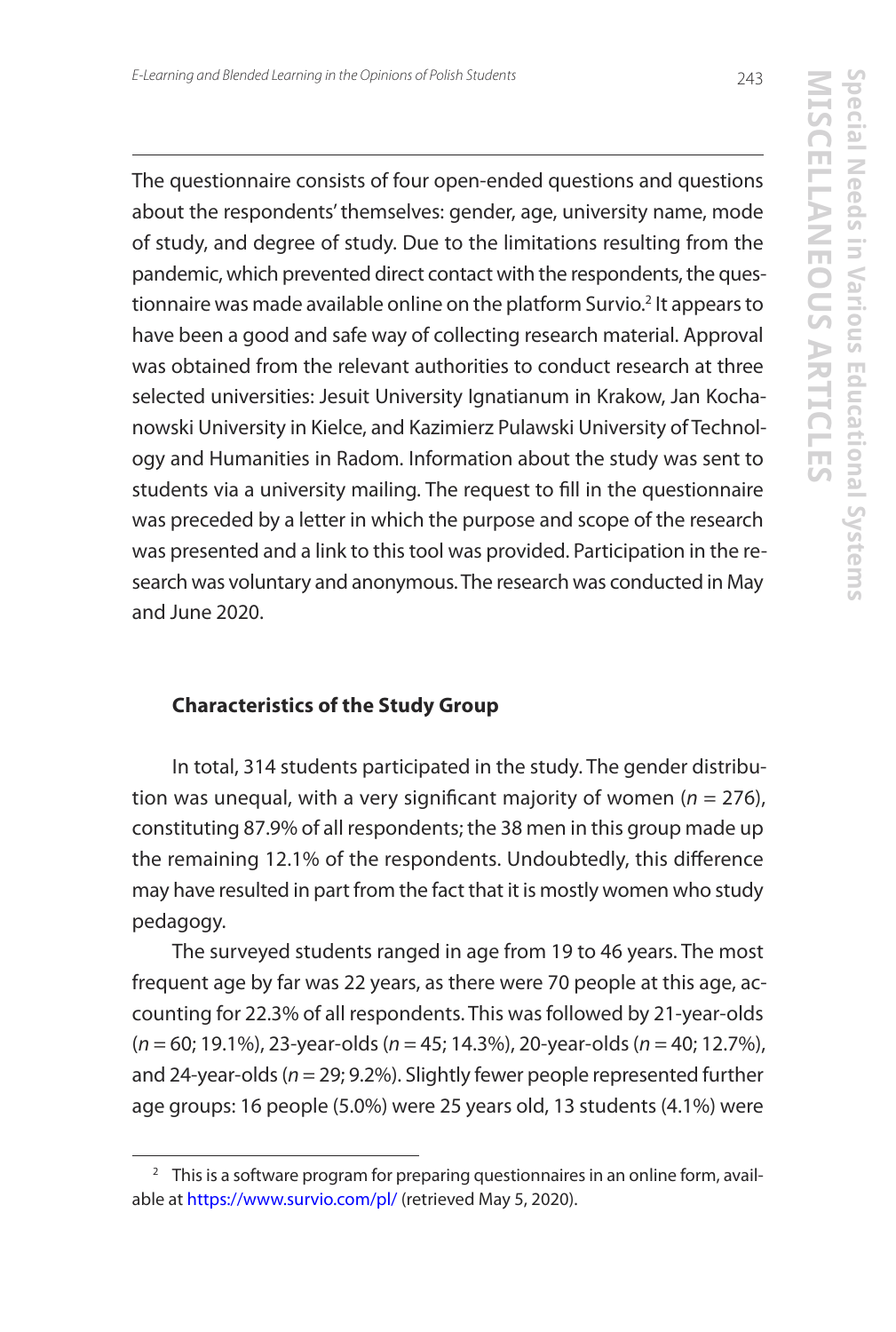The questionnaire consists of four open-ended questions and questions about the respondents' themselves: gender, age, university name, mode of study, and degree of study. Due to the limitations resulting from the pandemic, which prevented direct contact with the respondents, the questionnaire was made available online on the platform Survio.[2] It appears to have been a good and safe way of collecting research material. Approval was obtained from the relevant authorities to conduct research at three selected universities: Jesuit University Ignatianum in Krakow, Jan Kochanowski University in Kielce, and Kazimierz Pulawski University of Technology and Humanities in Radom. Information about the study was sent to students via a university mailing. The request to fill in the questionnaire was preceded by a letter in which the purpose and scope of the research was presented and a link to this tool was provided. Participation in the research was voluntary and anonymous. The research was conducted in May and June 2020.

### Characteristics of the Study Group

In total, 314 students participated in the study. The gender distribution was unequal, with a very significant majority of women ($n = 276$), constituting 87.9% of all respondents; the 38 men in this group made up the remaining 12.1% of the respondents. Undoubtedly, this difference may have resulted in part from the fact that it is mostly women who study pedagogy.

The surveyed students ranged in age from 19 to 46 years. The most frequent age by far was 22 years, as there were 70 people at this age, accounting for 22.3% of all respondents. This was followed by 21-year-olds ($n = 60$; 19.1%), 23-year-olds ($n = 45$; 14.3%), 20-year-olds ($n = 40$; 12.7%), and 24-year-olds ($n = 29$; 9.2%). Slightly fewer people represented further age groups: 16 people (5.0%) were 25 years old, 13 students (4.1%) were

[2] This is a software program for preparing questionnaires in an online form, available at https://www.survio.com/pl/ (retrieved May 5, 2020).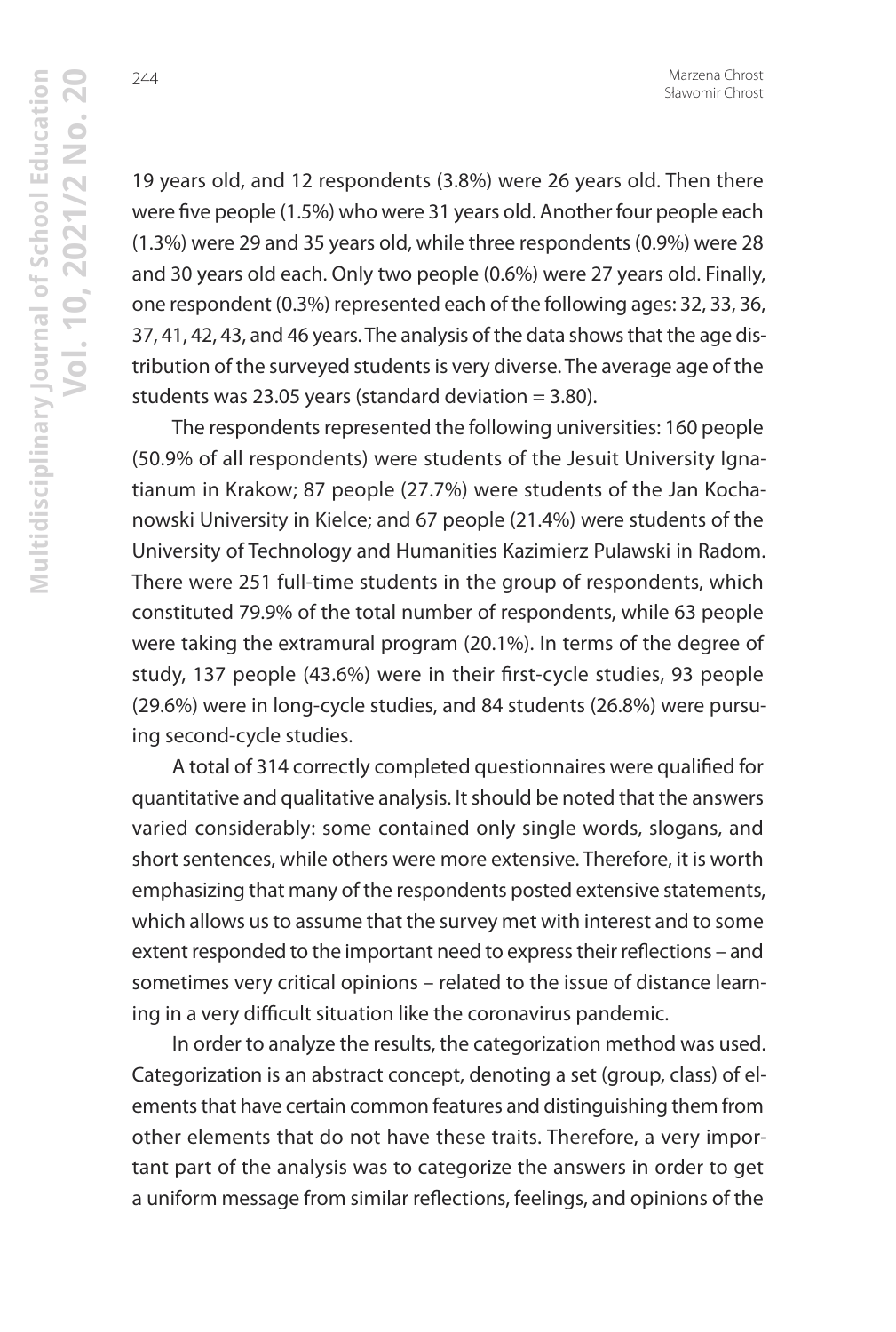19 years old, and 12 respondents (3.8%) were 26 years old. Then there were five people (1.5%) who were 31 years old. Another four people each (1.3%) were 29 and 35 years old, while three respondents (0.9%) were 28 and 30 years old each. Only two people (0.6%) were 27 years old. Finally, one respondent (0.3%) represented each of the following ages: 32, 33, 36, 37, 41, 42, 43, and 46 years. The analysis of the data shows that the age distribution of the surveyed students is very diverse. The average age of the students was 23.05 years (standard deviation = 3.80).

The respondents represented the following universities: 160 people (50.9% of all respondents) were students of the Jesuit University Ignatianum in Krakow; 87 people (27.7%) were students of the Jan Kochanowski University in Kielce; and 67 people (21.4%) were students of the University of Technology and Humanities Kazimierz Pulawski in Radom. There were 251 full-time students in the group of respondents, which constituted 79.9% of the total number of respondents, while 63 people were taking the extramural program (20.1%). In terms of the degree of study, 137 people (43.6%) were in their first-cycle studies, 93 people (29.6%) were in long-cycle studies, and 84 students (26.8%) were pursuing second-cycle studies.

A total of 314 correctly completed questionnaires were qualified for quantitative and qualitative analysis. It should be noted that the answers varied considerably: some contained only single words, slogans, and short sentences, while others were more extensive. Therefore, it is worth emphasizing that many of the respondents posted extensive statements, which allows us to assume that the survey met with interest and to some extent responded to the important need to express their reflections – and sometimes very critical opinions – related to the issue of distance learning in a very difficult situation like the coronavirus pandemic.

In order to analyze the results, the categorization method was used. Categorization is an abstract concept, denoting a set (group, class) of elements that have certain common features and distinguishing them from other elements that do not have these traits. Therefore, a very important part of the analysis was to categorize the answers in order to get a uniform message from similar reflections, feelings, and opinions of the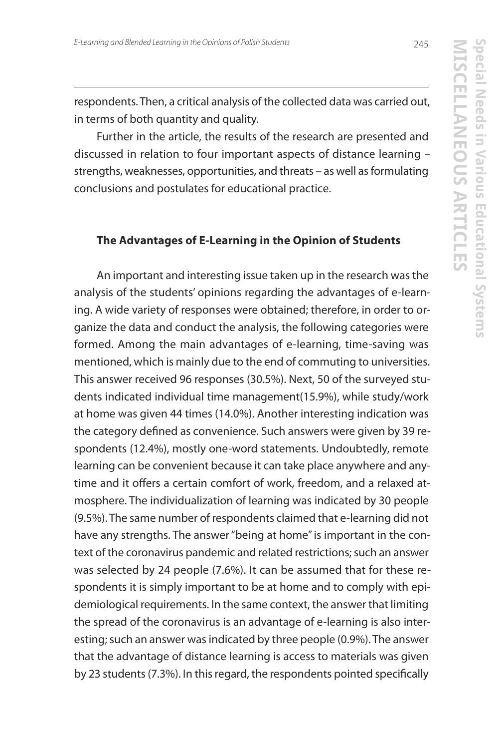respondents. Then, a critical analysis of the collected data was carried out, in terms of both quantity and quality.

Further in the article, the results of the research are presented and discussed in relation to four important aspects of distance learning – strengths, weaknesses, opportunities, and threats – as well as formulating conclusions and postulates for educational practice.

## The Advantages of E-Learning in the Opinion of Students

An important and interesting issue taken up in the research was the analysis of the students' opinions regarding the advantages of e-learning. A wide variety of responses were obtained; therefore, in order to organize the data and conduct the analysis, the following categories were formed. Among the main advantages of e-learning, time-saving was mentioned, which is mainly due to the end of commuting to universities. This answer received 96 responses (30.5%). Next, 50 of the surveyed students indicated individual time management(15.9%), while study/work at home was given 44 times (14.0%). Another interesting indication was the category defined as convenience. Such answers were given by 39 respondents (12.4%), mostly one-word statements. Undoubtedly, remote learning can be convenient because it can take place anywhere and anytime and it offers a certain comfort of work, freedom, and a relaxed atmosphere. The individualization of learning was indicated by 30 people (9.5%). The same number of respondents claimed that e-learning did not have any strengths. The answer "being at home" is important in the context of the coronavirus pandemic and related restrictions; such an answer was selected by 24 people (7.6%). It can be assumed that for these respondents it is simply important to be at home and to comply with epidemiological requirements. In the same context, the answer that limiting the spread of the coronavirus is an advantage of e-learning is also interesting; such an answer was indicated by three people (0.9%). The answer that the advantage of distance learning is access to materials was given by 23 students (7.3%). In this regard, the respondents pointed specifically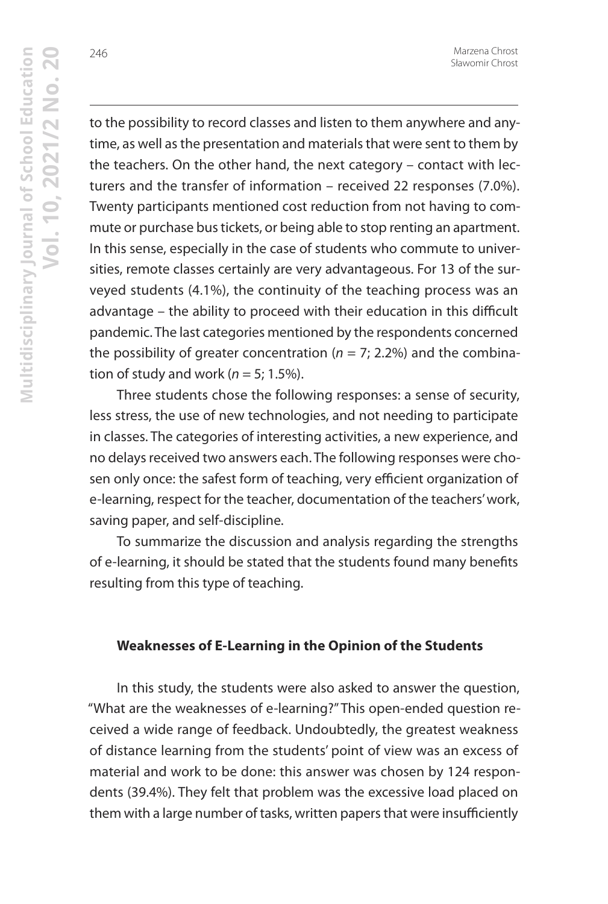to the possibility to record classes and listen to them anywhere and anytime, as well as the presentation and materials that were sent to them by the teachers. On the other hand, the next category – contact with lecturers and the transfer of information – received 22 responses (7.0%). Twenty participants mentioned cost reduction from not having to commute or purchase bus tickets, or being able to stop renting an apartment. In this sense, especially in the case of students who commute to universities, remote classes certainly are very advantageous. For 13 of the surveyed students (4.1%), the continuity of the teaching process was an advantage – the ability to proceed with their education in this difficult pandemic. The last categories mentioned by the respondents concerned the possibility of greater concentration ($n = 7$; 2.2%) and the combination of study and work ($n = 5$; 1.5%).

Three students chose the following responses: a sense of security, less stress, the use of new technologies, and not needing to participate in classes. The categories of interesting activities, a new experience, and no delays received two answers each. The following responses were chosen only once: the safest form of teaching, very efficient organization of e-learning, respect for the teacher, documentation of the teachers' work, saving paper, and self-discipline.

To summarize the discussion and analysis regarding the strengths of e-learning, it should be stated that the students found many benefits resulting from this type of teaching.

### Weaknesses of E-Learning in the Opinion of the Students

In this study, the students were also asked to answer the question, "What are the weaknesses of e-learning?" This open-ended question received a wide range of feedback. Undoubtedly, the greatest weakness of distance learning from the students' point of view was an excess of material and work to be done: this answer was chosen by 124 respondents (39.4%). They felt that problem was the excessive load placed on them with a large number of tasks, written papers that were insufficiently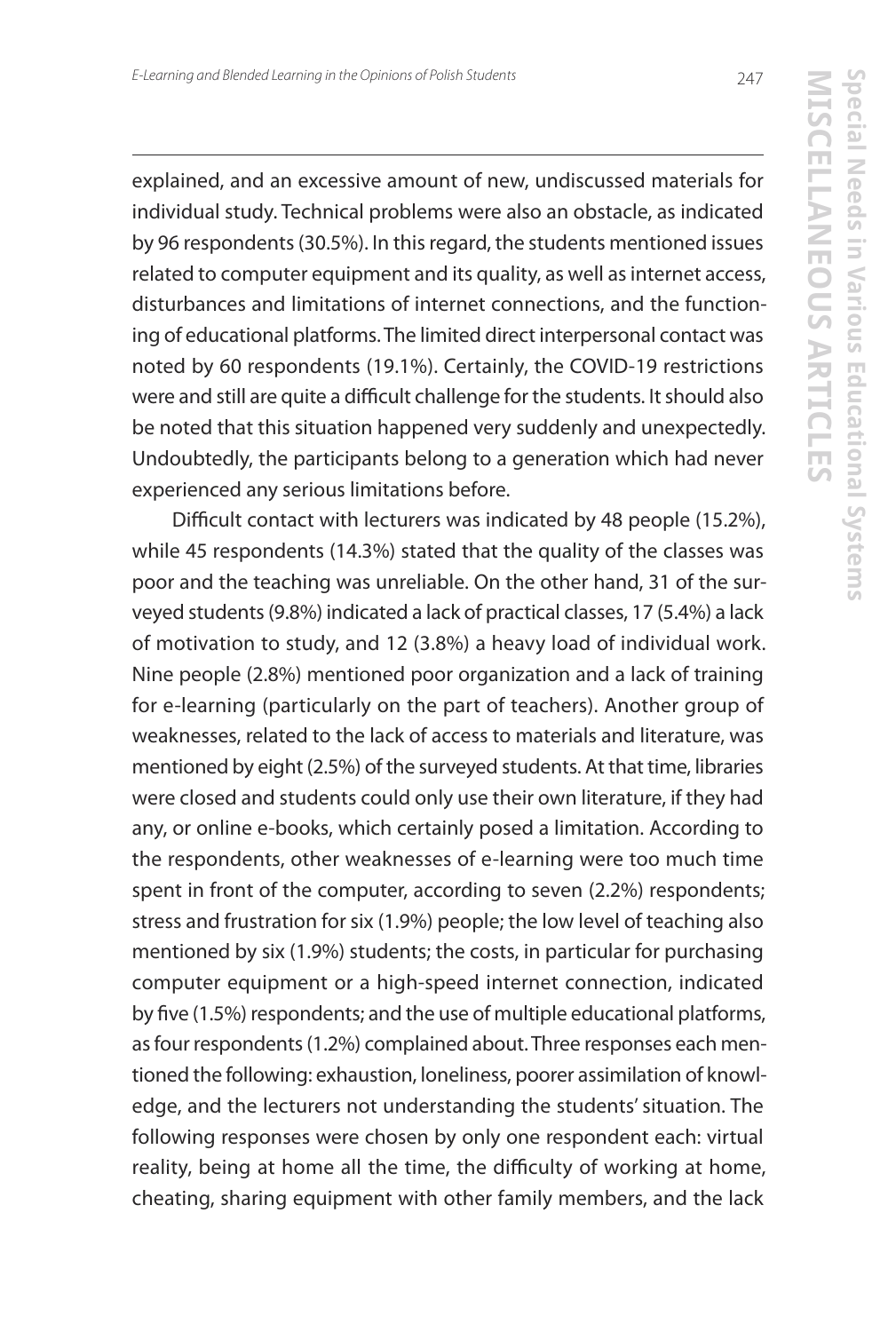explained, and an excessive amount of new, undiscussed materials for individual study. Technical problems were also an obstacle, as indicated by 96 respondents (30.5%). In this regard, the students mentioned issues related to computer equipment and its quality, as well as internet access, disturbances and limitations of internet connections, and the functioning of educational platforms. The limited direct interpersonal contact was noted by 60 respondents (19.1%). Certainly, the COVID-19 restrictions were and still are quite a difficult challenge for the students. It should also be noted that this situation happened very suddenly and unexpectedly. Undoubtedly, the participants belong to a generation which had never experienced any serious limitations before.

Difficult contact with lecturers was indicated by 48 people (15.2%), while 45 respondents (14.3%) stated that the quality of the classes was poor and the teaching was unreliable. On the other hand, 31 of the surveyed students (9.8%) indicated a lack of practical classes, 17 (5.4%) a lack of motivation to study, and 12 (3.8%) a heavy load of individual work. Nine people (2.8%) mentioned poor organization and a lack of training for e-learning (particularly on the part of teachers). Another group of weaknesses, related to the lack of access to materials and literature, was mentioned by eight (2.5%) of the surveyed students. At that time, libraries were closed and students could only use their own literature, if they had any, or online e-books, which certainly posed a limitation. According to the respondents, other weaknesses of e-learning were too much time spent in front of the computer, according to seven (2.2%) respondents; stress and frustration for six (1.9%) people; the low level of teaching also mentioned by six (1.9%) students; the costs, in particular for purchasing computer equipment or a high-speed internet connection, indicated by five (1.5%) respondents; and the use of multiple educational platforms, as four respondents (1.2%) complained about. Three responses each mentioned the following: exhaustion, loneliness, poorer assimilation of knowledge, and the lecturers not understanding the students' situation. The following responses were chosen by only one respondent each: virtual reality, being at home all the time, the difficulty of working at home, cheating, sharing equipment with other family members, and the lack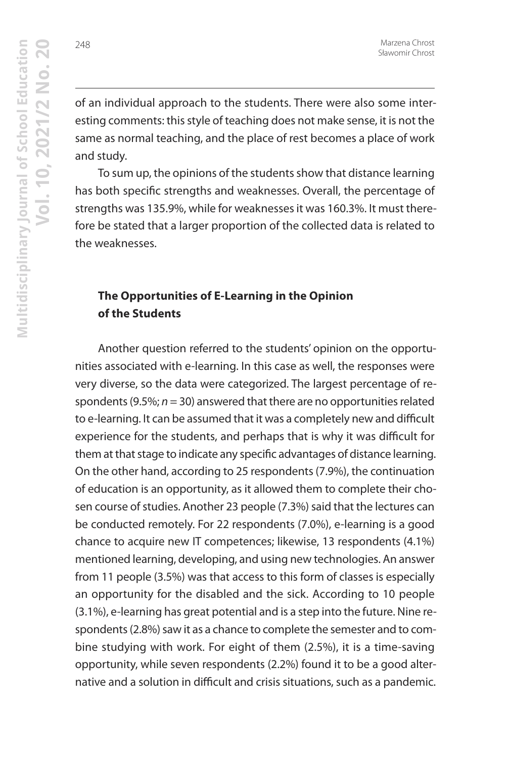of an individual approach to the students. There were also some interesting comments: this style of teaching does not make sense, it is not the same as normal teaching, and the place of rest becomes a place of work and study.

To sum up, the opinions of the students show that distance learning has both specific strengths and weaknesses. Overall, the percentage of strengths was 135.9%, while for weaknesses it was 160.3%. It must therefore be stated that a larger proportion of the collected data is related to the weaknesses.

## The Opportunities of E-Learning in the Opinion of the Students

Another question referred to the students' opinion on the opportunities associated with e-learning. In this case as well, the responses were very diverse, so the data were categorized. The largest percentage of respondents (9.5%; $n = 30$) answered that there are no opportunities related to e-learning. It can be assumed that it was a completely new and difficult experience for the students, and perhaps that is why it was difficult for them at that stage to indicate any specific advantages of distance learning. On the other hand, according to 25 respondents (7.9%), the continuation of education is an opportunity, as it allowed them to complete their chosen course of studies. Another 23 people (7.3%) said that the lectures can be conducted remotely. For 22 respondents (7.0%), e-learning is a good chance to acquire new IT competences; likewise, 13 respondents (4.1%) mentioned learning, developing, and using new technologies. An answer from 11 people (3.5%) was that access to this form of classes is especially an opportunity for the disabled and the sick. According to 10 people (3.1%), e-learning has great potential and is a step into the future. Nine respondents (2.8%) saw it as a chance to complete the semester and to combine studying with work. For eight of them (2.5%), it is a time-saving opportunity, while seven respondents (2.2%) found it to be a good alternative and a solution in difficult and crisis situations, such as a pandemic.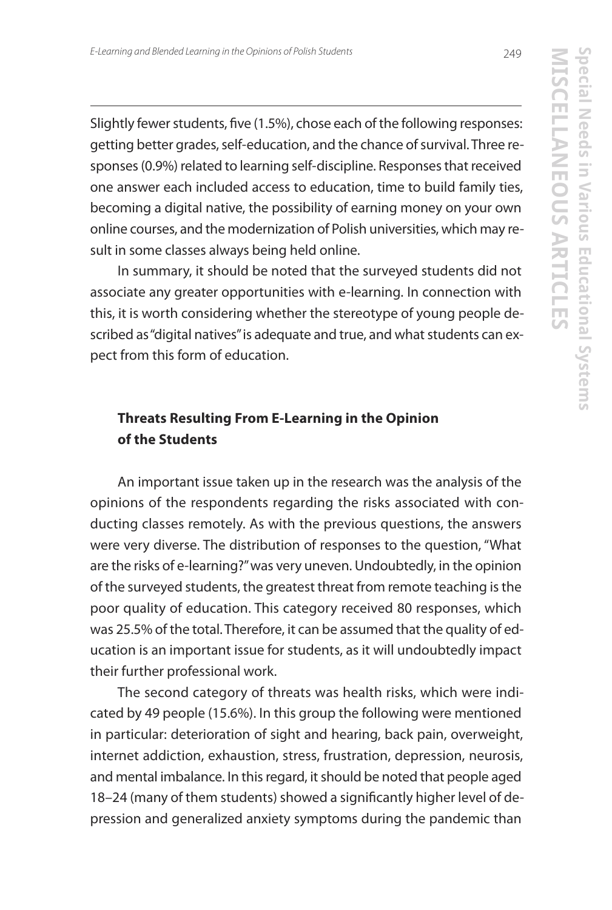Slightly fewer students, five (1.5%), chose each of the following responses: getting better grades, self-education, and the chance of survival. Three responses (0.9%) related to learning self-discipline. Responses that received one answer each included access to education, time to build family ties, becoming a digital native, the possibility of earning money on your own online courses, and the modernization of Polish universities, which may result in some classes always being held online.

In summary, it should be noted that the surveyed students did not associate any greater opportunities with e-learning. In connection with this, it is worth considering whether the stereotype of young people described as "digital natives" is adequate and true, and what students can expect from this form of education.

## Threats Resulting From E-Learning in the Opinion of the Students

An important issue taken up in the research was the analysis of the opinions of the respondents regarding the risks associated with conducting classes remotely. As with the previous questions, the answers were very diverse. The distribution of responses to the question, "What are the risks of e-learning?" was very uneven. Undoubtedly, in the opinion of the surveyed students, the greatest threat from remote teaching is the poor quality of education. This category received 80 responses, which was 25.5% of the total. Therefore, it can be assumed that the quality of education is an important issue for students, as it will undoubtedly impact their further professional work.

The second category of threats was health risks, which were indicated by 49 people (15.6%). In this group the following were mentioned in particular: deterioration of sight and hearing, back pain, overweight, internet addiction, exhaustion, stress, frustration, depression, neurosis, and mental imbalance. In this regard, it should be noted that people aged 18–24 (many of them students) showed a significantly higher level of depression and generalized anxiety symptoms during the pandemic than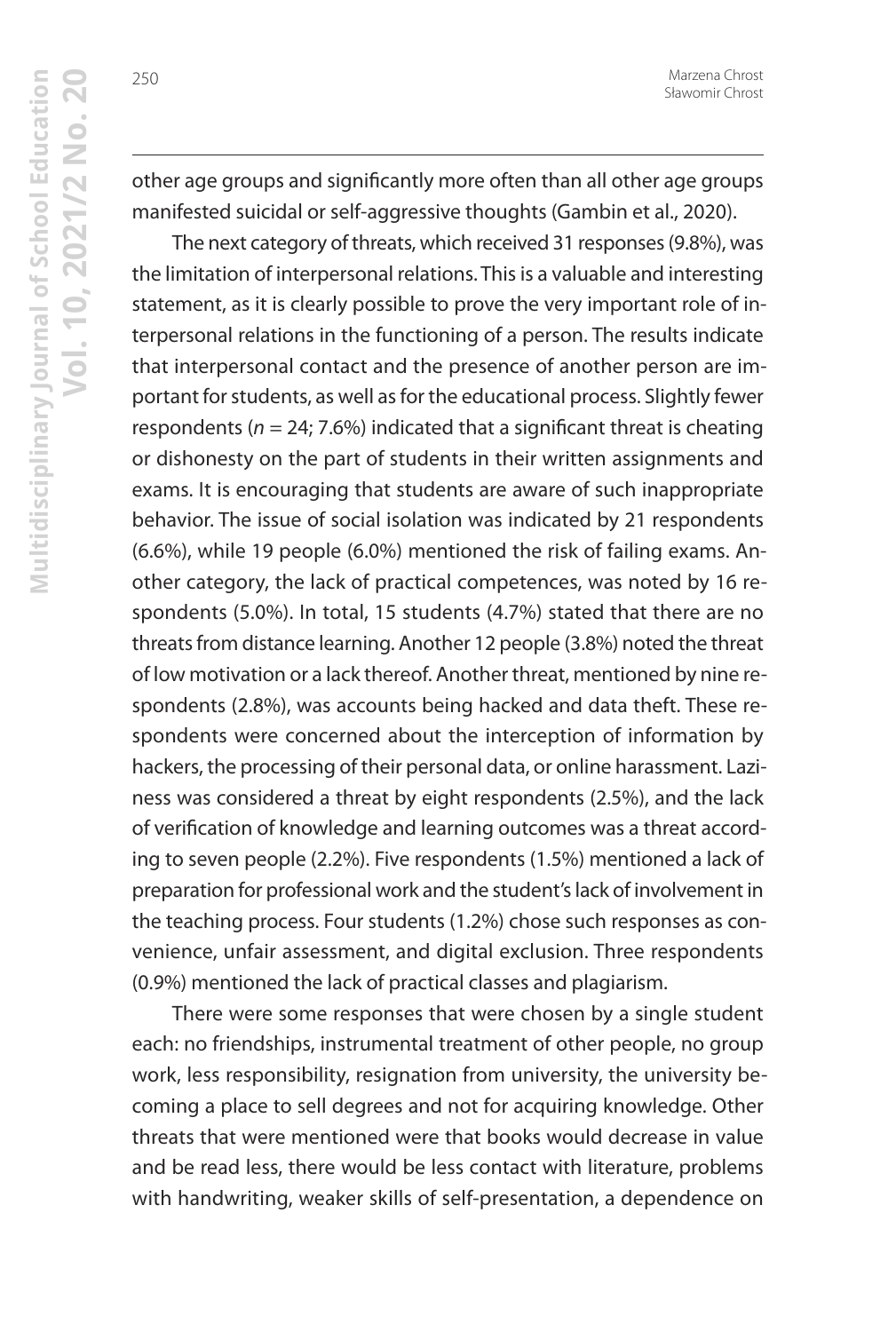other age groups and significantly more often than all other age groups manifested suicidal or self-aggressive thoughts (Gambin et al., 2020).

The next category of threats, which received 31 responses (9.8%), was the limitation of interpersonal relations. This is a valuable and interesting statement, as it is clearly possible to prove the very important role of interpersonal relations in the functioning of a person. The results indicate that interpersonal contact and the presence of another person are important for students, as well as for the educational process. Slightly fewer respondents ($n = 24$; 7.6%) indicated that a significant threat is cheating or dishonesty on the part of students in their written assignments and exams. It is encouraging that students are aware of such inappropriate behavior. The issue of social isolation was indicated by 21 respondents (6.6%), while 19 people (6.0%) mentioned the risk of failing exams. Another category, the lack of practical competences, was noted by 16 respondents (5.0%). In total, 15 students (4.7%) stated that there are no threats from distance learning. Another 12 people (3.8%) noted the threat of low motivation or a lack thereof. Another threat, mentioned by nine respondents (2.8%), was accounts being hacked and data theft. These respondents were concerned about the interception of information by hackers, the processing of their personal data, or online harassment. Laziness was considered a threat by eight respondents (2.5%), and the lack of verification of knowledge and learning outcomes was a threat according to seven people (2.2%). Five respondents (1.5%) mentioned a lack of preparation for professional work and the student's lack of involvement in the teaching process. Four students (1.2%) chose such responses as convenience, unfair assessment, and digital exclusion. Three respondents (0.9%) mentioned the lack of practical classes and plagiarism.

There were some responses that were chosen by a single student each: no friendships, instrumental treatment of other people, no group work, less responsibility, resignation from university, the university becoming a place to sell degrees and not for acquiring knowledge. Other threats that were mentioned were that books would decrease in value and be read less, there would be less contact with literature, problems with handwriting, weaker skills of self-presentation, a dependence on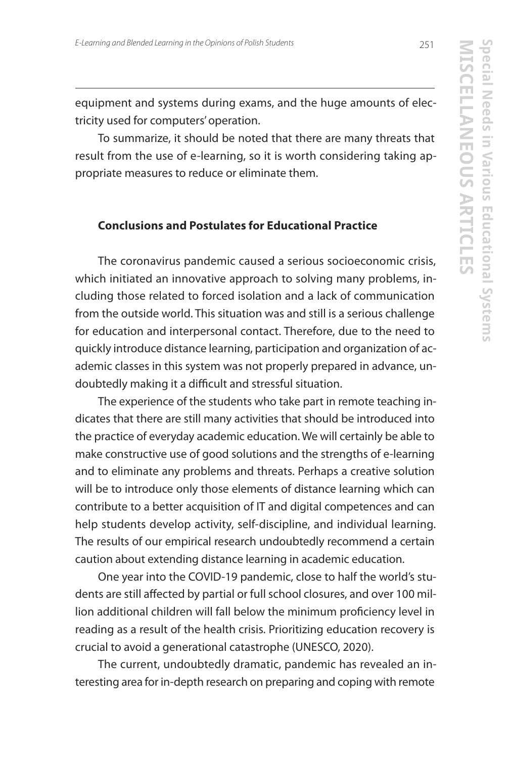equipment and systems during exams, and the huge amounts of electricity used for computers' operation.

To summarize, it should be noted that there are many threats that result from the use of e-learning, so it is worth considering taking appropriate measures to reduce or eliminate them.

## Conclusions and Postulates for Educational Practice

The coronavirus pandemic caused a serious socioeconomic crisis, which initiated an innovative approach to solving many problems, including those related to forced isolation and a lack of communication from the outside world. This situation was and still is a serious challenge for education and interpersonal contact. Therefore, due to the need to quickly introduce distance learning, participation and organization of academic classes in this system was not properly prepared in advance, undoubtedly making it a difficult and stressful situation.

The experience of the students who take part in remote teaching indicates that there are still many activities that should be introduced into the practice of everyday academic education. We will certainly be able to make constructive use of good solutions and the strengths of e-learning and to eliminate any problems and threats. Perhaps a creative solution will be to introduce only those elements of distance learning which can contribute to a better acquisition of IT and digital competences and can help students develop activity, self-discipline, and individual learning. The results of our empirical research undoubtedly recommend a certain caution about extending distance learning in academic education.

One year into the COVID-19 pandemic, close to half the world's students are still affected by partial or full school closures, and over 100 million additional children will fall below the minimum proficiency level in reading as a result of the health crisis. Prioritizing education recovery is crucial to avoid a generational catastrophe (UNESCO, 2020).

The current, undoubtedly dramatic, pandemic has revealed an interesting area for in-depth research on preparing and coping with remote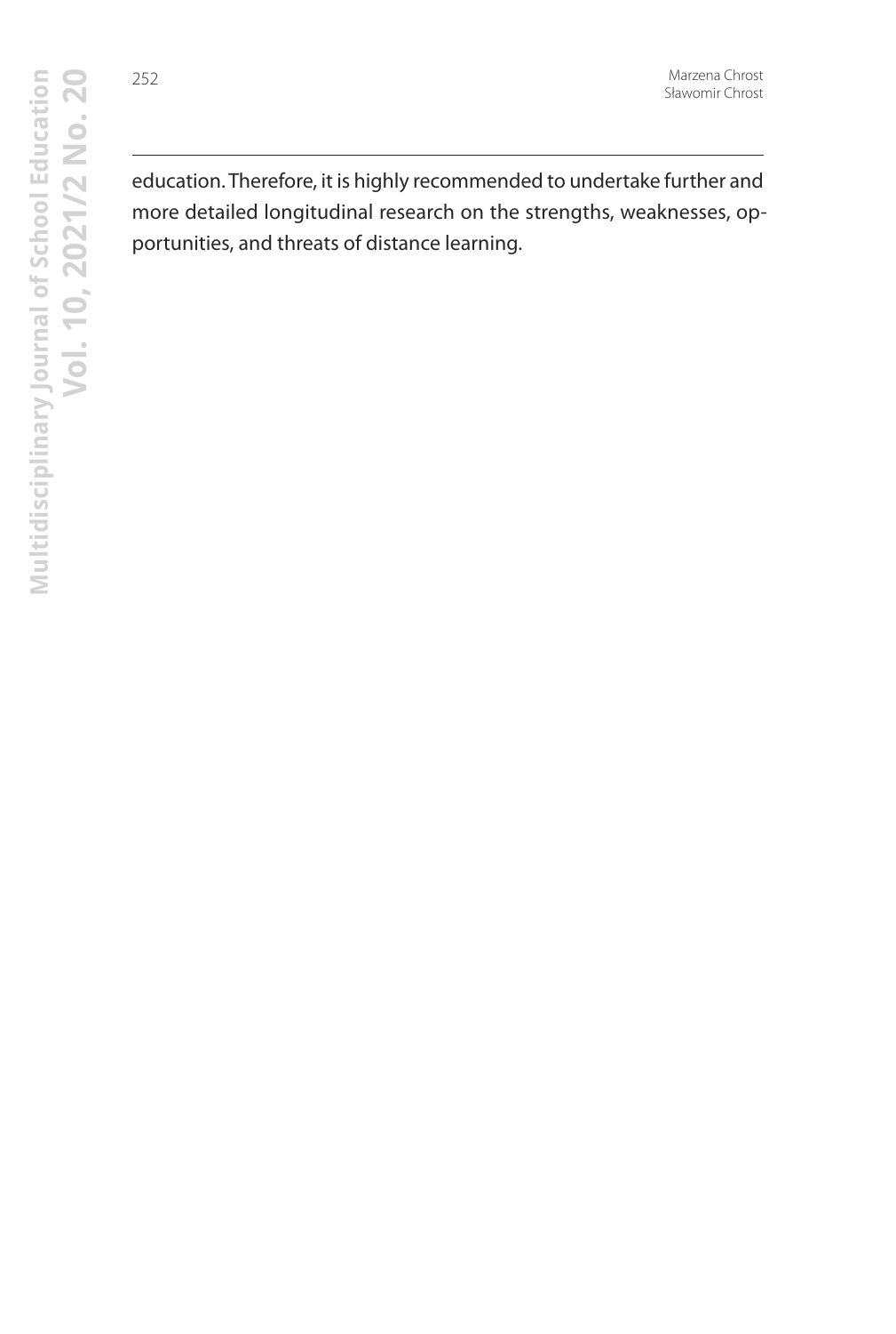education. Therefore, it is highly recommended to undertake further and more detailed longitudinal research on the strengths, weaknesses, opportunities, and threats of distance learning.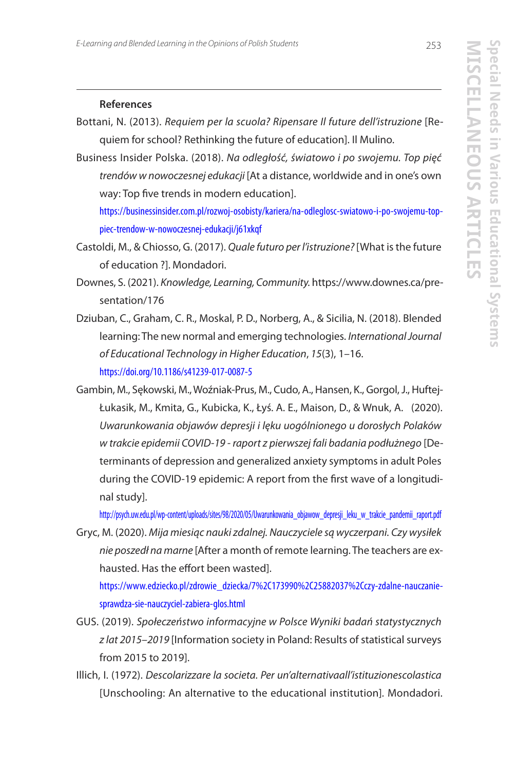**References**

Bottani, N. (2013). *Requiem per la scuola? Ripensare Il future dell'istruzione* [Requiem for school? Rethinking the future of education]. Il Mulino.

Business Insider Polska. (2018). *Na odległość, światowo i po swojemu. Top pięć trendów w nowoczesnej edukacji* [At a distance, worldwide and in one's own way: Top five trends in modern education]. https://businessinsider.com.pl/rozwoj-osobisty/kariera/na-odleglosc-swiatowo-i-po-swojemu-top-piec-trendow-w-nowoczesnej-edukacji/j61xkqf

Castoldi, M., & Chiosso, G. (2017). *Quale futuro per l'istruzione?* [What is the future of education ?]. Mondadori.

Downes, S. (2021). *Knowledge, Learning, Community.* https://www.downes.ca/presentation/176

Dziuban, C., Graham, C. R., Moskal, P. D., Norberg, A., & Sicilia, N. (2018). Blended learning: The new normal and emerging technologies. *International Journal of Educational Technology in Higher Education*, *15*(3), 1–16. https://doi.org/10.1186/s41239-017-0087-5

Gambin, M., Sękowski, M., Woźniak-Prus, M., Cudo, A., Hansen, K., Gorgol, J., Huftej-Łukasik, M., Kmita, G., Kubicka, K., Łyś. A. E., Maison, D., & Wnuk, A. (2020). *Uwarunkowania objawów depresji i lęku uogólnionego u dorosłych Polaków w trakcie epidemii COVID-19 - raport z pierwszej fali badania podłużnego* [Determinants of depression and generalized anxiety symptoms in adult Poles during the COVID-19 epidemic: A report from the first wave of a longitudinal study]. http://psych.uw.edu.pl/wp-content/uploads/sites/98/2020/05/Uwarunkowania_objawow_depresji_leku_w_trakcie_pandemii_raport.pdf

Gryc, M. (2020). *Mija miesiąc nauki zdalnej. Nauczyciele są wyczerpani. Czy wysiłek nie poszedł na marne* [After a month of remote learning. The teachers are exhausted. Has the effort been wasted]. https://www.edziecko.pl/zdrowie_dziecka/7%2C173990%2C25882037%2Cczy-zdalne-nauczanie-sprawdza-sie-nauczyciel-zabiera-glos.html

GUS. (2019). *Społeczeństwo informacyjne w Polsce Wyniki badań statystycznych z lat 2015–2019* [Information society in Poland: Results of statistical surveys from 2015 to 2019].

Illich, I. (1972). *Descolarizzare la societa. Per un'alternativaall'istituzionescolastica* [Unschooling: An alternative to the educational institution]. Mondadori.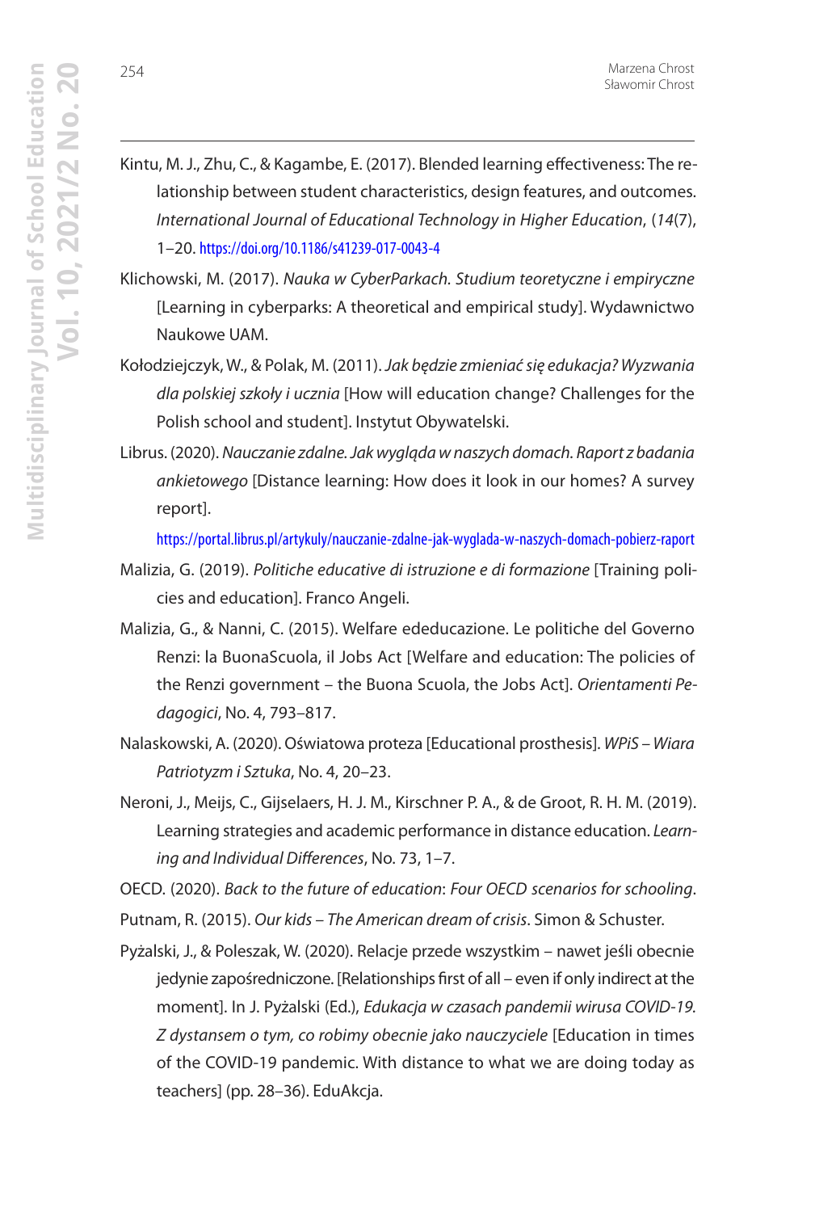Kintu, M. J., Zhu, C., & Kagambe, E. (2017). Blended learning effectiveness: The relationship between student characteristics, design features, and outcomes. *International Journal of Educational Technology in Higher Education*, (*14*(7), 1–20. https://doi.org/10.1186/s41239-017-0043-4

Klichowski, M. (2017). *Nauka w CyberParkach. Studium teoretyczne i empiryczne* [Learning in cyberparks: A theoretical and empirical study]. Wydawnictwo Naukowe UAM.

Kołodziejczyk, W., & Polak, M. (2011). *Jak będzie zmieniać się edukacja? Wyzwania dla polskiej szkoły i ucznia* [How will education change? Challenges for the Polish school and student]. Instytut Obywatelski.

Librus. (2020). *Nauczanie zdalne. Jak wygląda w naszych domach. Raport z badania ankietowego* [Distance learning: How does it look in our homes? A survey report]. https://portal.librus.pl/artykuly/nauczanie-zdalne-jak-wyglada-w-naszych-domach-pobierz-raport

Malizia, G. (2019). *Politiche educative di istruzione e di formazione* [Training policies and education]. Franco Angeli.

Malizia, G., & Nanni, C. (2015). Welfare ededucazione. Le politiche del Governo Renzi: la BuonaScuola, il Jobs Act [Welfare and education: The policies of the Renzi government – the Buona Scuola, the Jobs Act]. *Orientamenti Pedagogici*, No. 4, 793–817.

Nalaskowski, A. (2020). Oświatowa proteza [Educational prosthesis]. *WPiS – Wiara Patriotyzm i Sztuka*, No. 4, 20–23.

Neroni, J., Meijs, C., Gijselaers, H. J. M., Kirschner P. A., & de Groot, R. H. M. (2019). Learning strategies and academic performance in distance education. *Learning and Individual Differences*, No. 73, 1–7.

OECD. (2020). *Back to the future of education*: *Four OECD scenarios for schooling*.

Putnam, R. (2015). *Our kids – The American dream of crisis*. Simon & Schuster.

Pyżalski, J., & Poleszak, W. (2020). Relacje przede wszystkim – nawet jeśli obecnie jedynie zapośredniczone. [Relationships first of all – even if only indirect at the moment]. In J. Pyżalski (Ed.), *Edukacja w czasach pandemii wirusa COVID-19. Z dystansem o tym, co robimy obecnie jako nauczyciele* [Education in times of the COVID-19 pandemic. With distance to what we are doing today as teachers] (pp. 28–36). EduAkcja.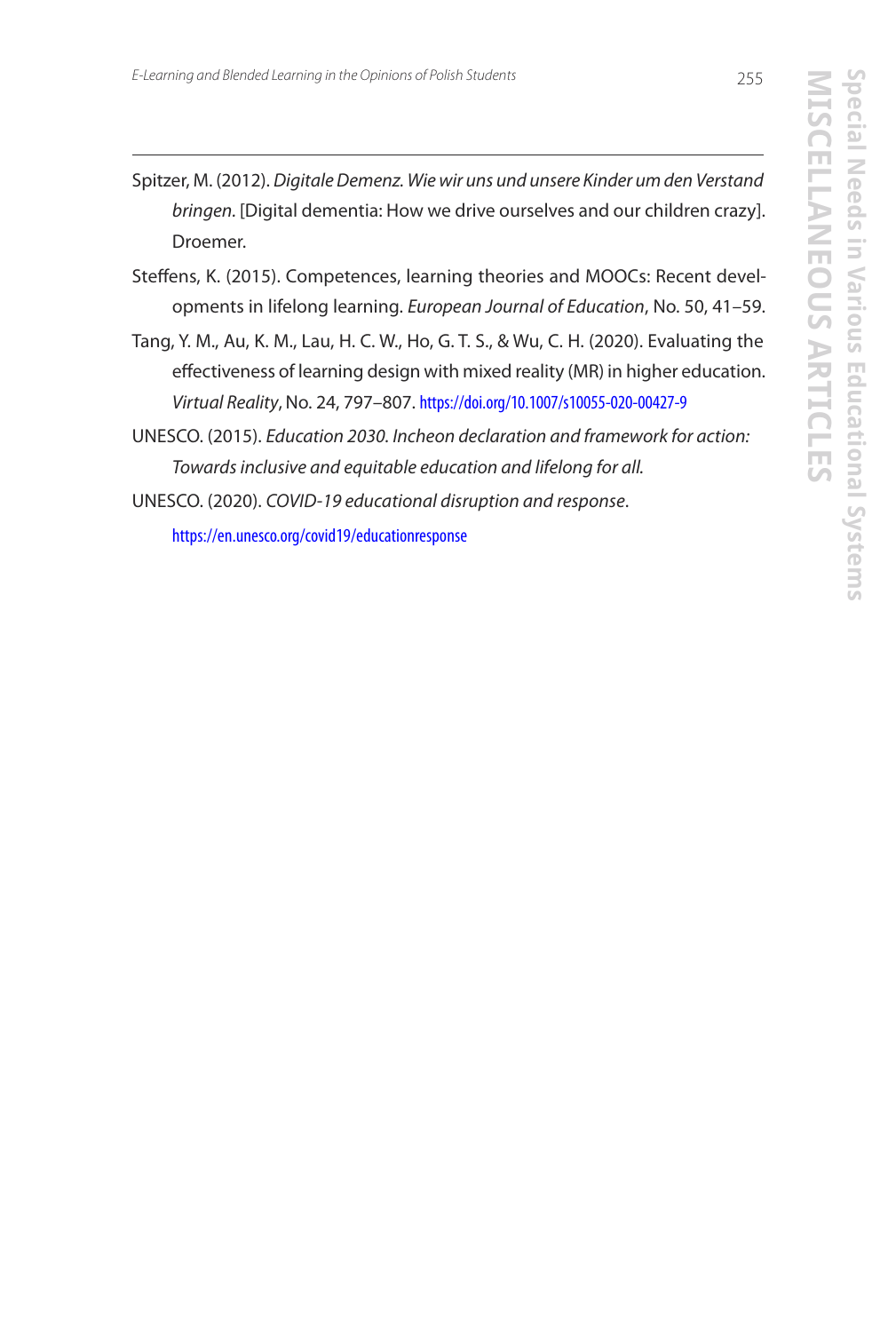Spitzer, M. (2012). *Digitale Demenz. Wie wir uns und unsere Kinder um den Verstand bringen*. [Digital dementia: How we drive ourselves and our children crazy]. Droemer.

Steffens, K. (2015). Competences, learning theories and MOOCs: Recent developments in lifelong learning. *European Journal of Education*, No. 50, 41–59.

Tang, Y. M., Au, K. M., Lau, H. C. W., Ho, G. T. S., & Wu, C. H. (2020). Evaluating the effectiveness of learning design with mixed reality (MR) in higher education. *Virtual Reality*, No. 24, 797–807. https://doi.org/10.1007/s10055-020-00427-9

UNESCO. (2015). *Education 2030. Incheon declaration and framework for action: Towards inclusive and equitable education and lifelong for all.*

UNESCO. (2020). *COVID-19 educational disruption and response*. https://en.unesco.org/covid19/educationresponse